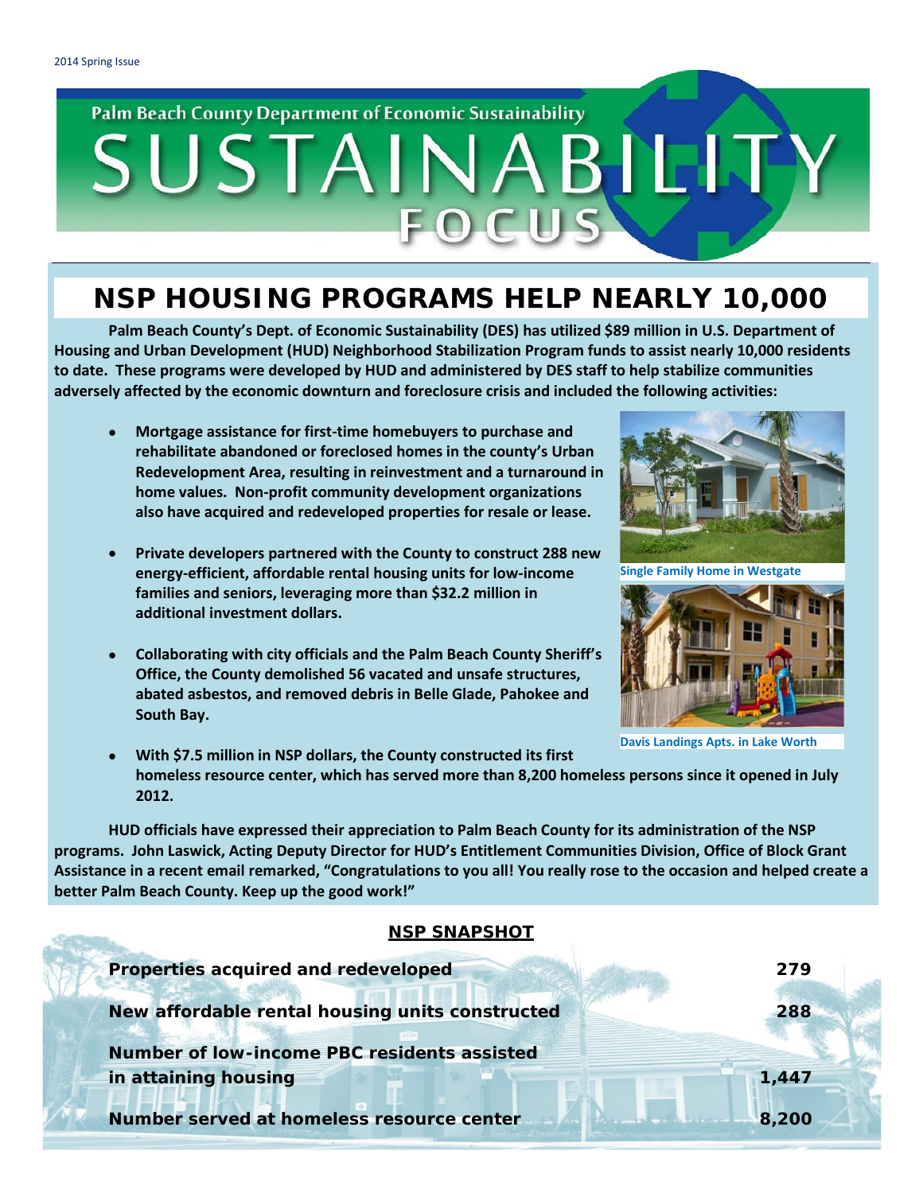2014 Spring Issue

Palm Beach County Department of Economic Sustainability

# SUSTAINABILITY FOCUS

## NSP HOUSING PROGRAMS HELP NEARLY 10,000

**Palm Beach County's Dept. of Economic Sustainability (DES) has utilized $89 million in U.S. Department of Housing and Urban Development (HUD) Neighborhood Stabilization Program funds to assist nearly 10,000 residents to date. These programs were developed by HUD and administered by DES staff to help stabilize communities adversely affected by the economic downturn and foreclosure crisis and included the following activities:**

- **Mortgage assistance for first-time homebuyers to purchase and rehabilitate abandoned or foreclosed homes in the county's Urban Redevelopment Area, resulting in reinvestment and a turnaround in home values. Non-profit community development organizations also have acquired and redeveloped properties for resale or lease.**
- **Private developers partnered with the County to construct 288 new energy-efficient, affordable rental housing units for low-income families and seniors, leveraging more than $32.2 million in additional investment dollars.**
- **Collaborating with city officials and the Palm Beach County Sheriff's Office, the County demolished 56 vacated and unsafe structures, abated asbestos, and removed debris in Belle Glade, Pahokee and South Bay.**
- **With $7.5 million in NSP dollars, the County constructed its first homeless resource center, which has served more than 8,200 homeless persons since it opened in July 2012.**

Single Family Home in Westgate

Davis Landings Apts. in Lake Worth

**HUD officials have expressed their appreciation to Palm Beach County for its administration of the NSP programs. John Laswick, Acting Deputy Director for HUD's Entitlement Communities Division, Office of Block Grant Assistance in a recent email remarked, "Congratulations to you all! You really rose to the occasion and helped create a better Palm Beach County. Keep up the good work!"**

### NSP SNAPSHOT

| | |
|---|---|
| **Properties acquired and redeveloped** | **279** |
| **New affordable rental housing units constructed** | **288** |
| **Number of low-income PBC residents assisted in attaining housing** | **1,447** |
| **Number served at homeless resource center** | **8,200** |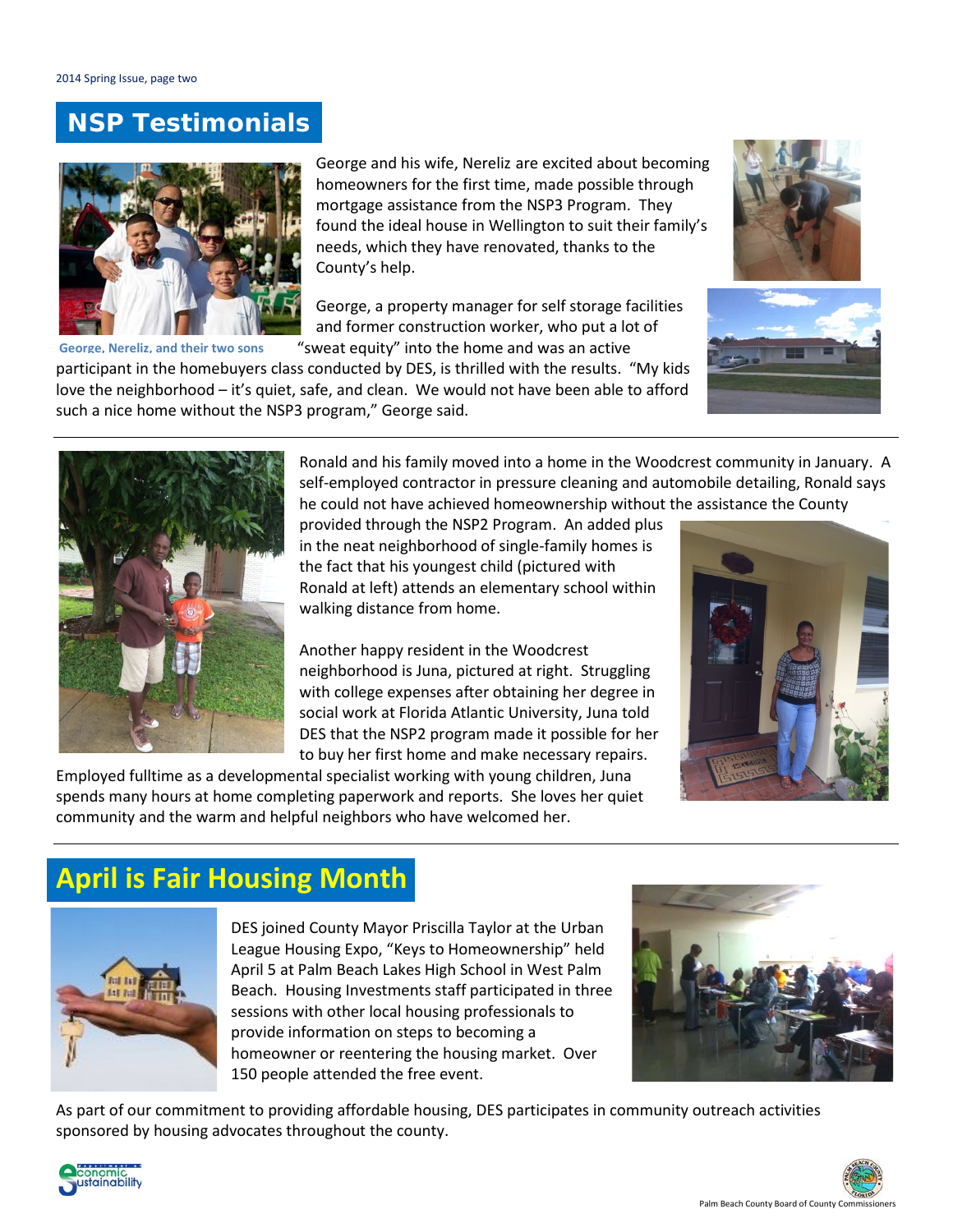## NSP Testimonials

George and his wife, Nereliz are excited about becoming homeowners for the first time, made possible through mortgage assistance from the NSP3 Program. They found the ideal house in Wellington to suit their family's needs, which they have renovated, thanks to the County's help.

George, Nereliz, and their two sons

George, a property manager for self storage facilities and former construction worker, who put a lot of "sweat equity" into the home and was an active participant in the homebuyers class conducted by DES, is thrilled with the results. "My kids love the neighborhood – it's quiet, safe, and clean. We would not have been able to afford such a nice home without the NSP3 program," George said.

Ronald and his family moved into a home in the Woodcrest community in January. A self-employed contractor in pressure cleaning and automobile detailing, Ronald says he could not have achieved homeownership without the assistance the County provided through the NSP2 Program. An added plus in the neat neighborhood of single-family homes is the fact that his youngest child (pictured with Ronald at left) attends an elementary school within walking distance from home.

Another happy resident in the Woodcrest neighborhood is Juna, pictured at right. Struggling with college expenses after obtaining her degree in social work at Florida Atlantic University, Juna told DES that the NSP2 program made it possible for her to buy her first home and make necessary repairs. Employed fulltime as a developmental specialist working with young children, Juna spends many hours at home completing paperwork and reports. She loves her quiet community and the warm and helpful neighbors who have welcomed her.

## April is Fair Housing Month

DES joined County Mayor Priscilla Taylor at the Urban League Housing Expo, "Keys to Homeownership" held April 5 at Palm Beach Lakes High School in West Palm Beach. Housing Investments staff participated in three sessions with other local housing professionals to provide information on steps to becoming a homeowner or reentering the housing market. Over 150 people attended the free event.

As part of our commitment to providing affordable housing, DES participates in community outreach activities sponsored by housing advocates throughout the county.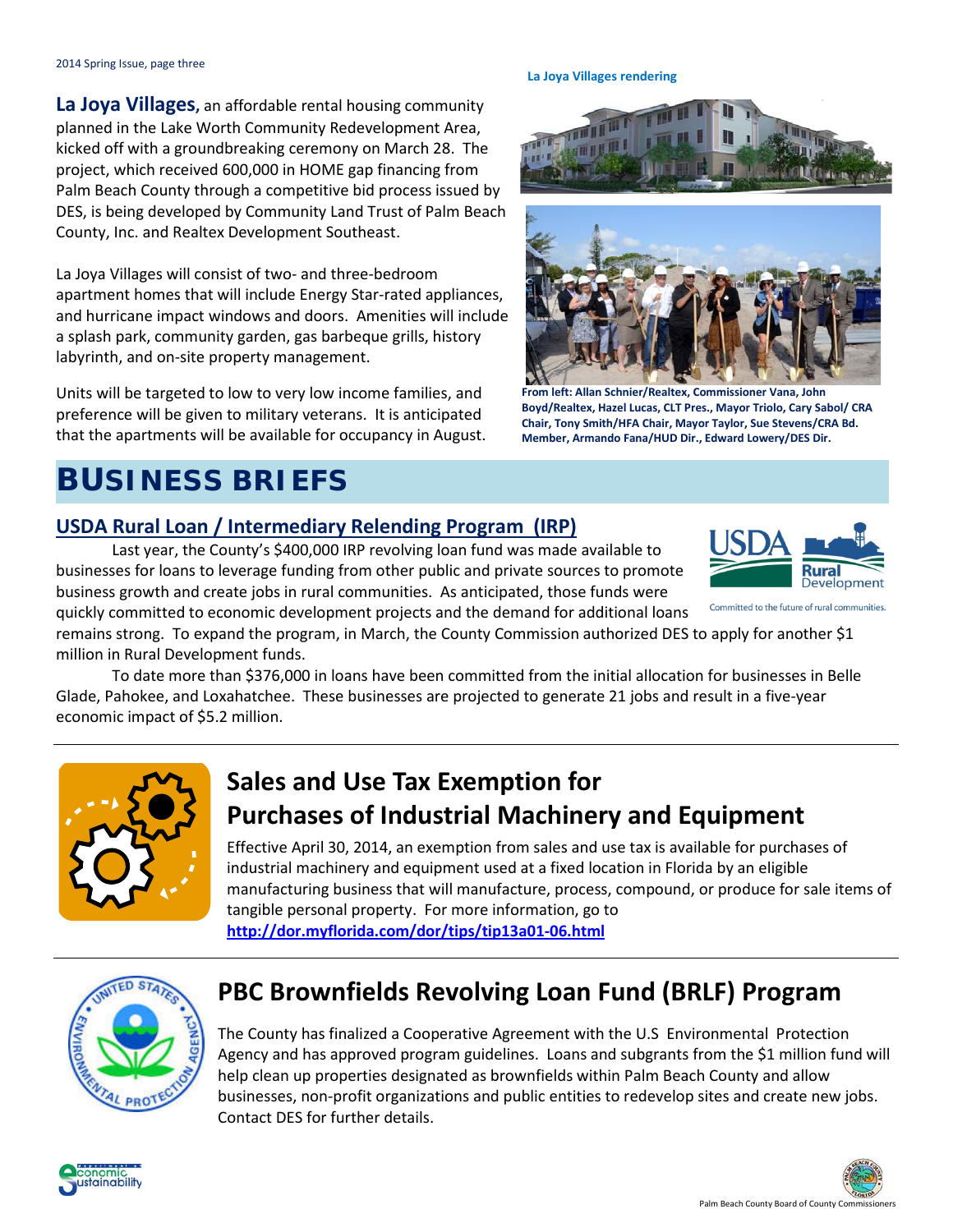**La Joya Villages,** an affordable rental housing community planned in the Lake Worth Community Redevelopment Area, kicked off with a groundbreaking ceremony on March 28. The project, which received 600,000 in HOME gap financing from Palm Beach County through a competitive bid process issued by DES, is being developed by Community Land Trust of Palm Beach County, Inc. and Realtex Development Southeast.

La Joya Villages will consist of two- and three-bedroom apartment homes that will include Energy Star-rated appliances, and hurricane impact windows and doors. Amenities will include a splash park, community garden, gas barbeque grills, history labyrinth, and on-site property management.

Units will be targeted to low to very low income families, and preference will be given to military veterans. It is anticipated that the apartments will be available for occupancy in August.

La Joya Villages rendering

From left: Allan Schnier/Realtex, Commissioner Vana, John Boyd/Realtex, Hazel Lucas, CLT Pres., Mayor Triolo, Cary Sabol/ CRA Chair, Tony Smith/HFA Chair, Mayor Taylor, Sue Stevens/CRA Bd. Member, Armando Fana/HUD Dir., Edward Lowery/DES Dir.

# BUSINESS BRIEFS

## USDA Rural Loan / Intermediary Relending Program (IRP)

Last year, the County's $400,000 IRP revolving loan fund was made available to businesses for loans to leverage funding from other public and private sources to promote business growth and create jobs in rural communities. As anticipated, those funds were quickly committed to economic development projects and the demand for additional loans remains strong. To expand the program, in March, the County Commission authorized DES to apply for another $1 million in Rural Development funds.

To date more than $376,000 in loans have been committed from the initial allocation for businesses in Belle Glade, Pahokee, and Loxahatchee. These businesses are projected to generate 21 jobs and result in a five-year economic impact of $5.2 million.

## Sales and Use Tax Exemption for Purchases of Industrial Machinery and Equipment

Effective April 30, 2014, an exemption from sales and use tax is available for purchases of industrial machinery and equipment used at a fixed location in Florida by an eligible manufacturing business that will manufacture, process, compound, or produce for sale items of tangible personal property. For more information, go to http://dor.myflorida.com/dor/tips/tip13a01-06.html

## PBC Brownfields Revolving Loan Fund (BRLF) Program

The County has finalized a Cooperative Agreement with the U.S Environmental Protection Agency and has approved program guidelines. Loans and subgrants from the $1 million fund will help clean up properties designated as brownfields within Palm Beach County and allow businesses, non-profit organizations and public entities to redevelop sites and create new jobs. Contact DES for further details.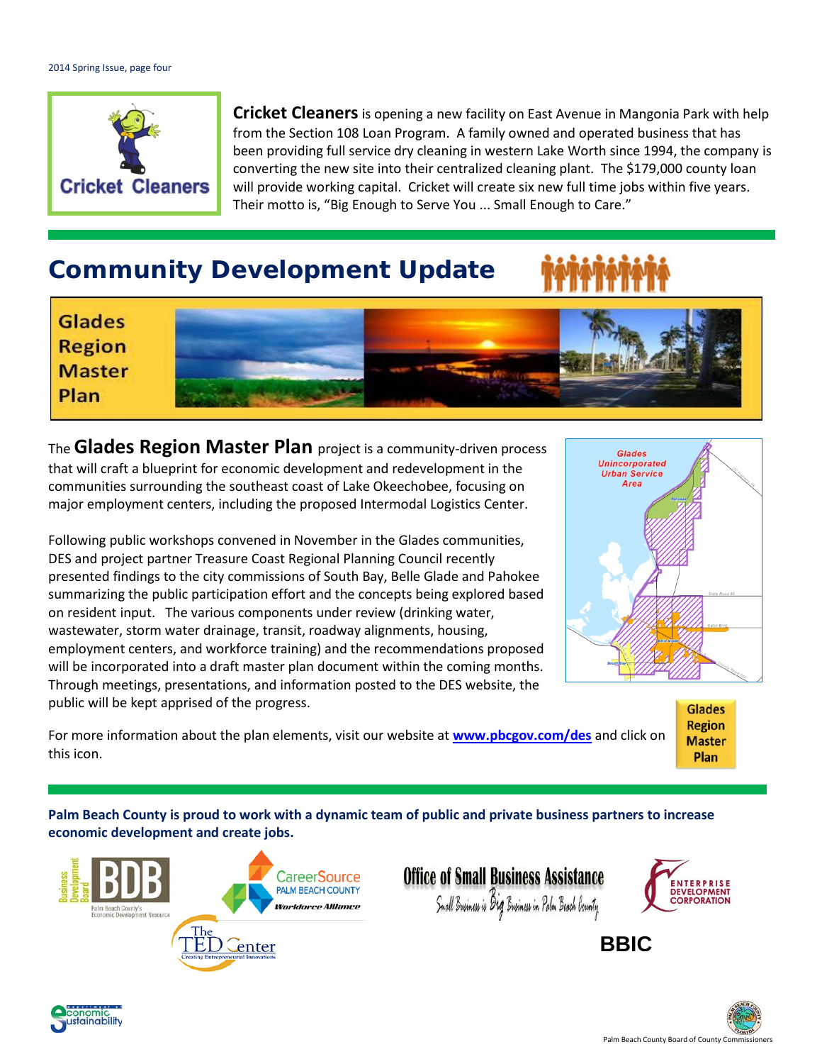**Cricket Cleaners** is opening a new facility on East Avenue in Mangonia Park with help from the Section 108 Loan Program. A family owned and operated business that has been providing full service dry cleaning in western Lake Worth since 1994, the company is converting the new site into their centralized cleaning plant. The $179,000 county loan will provide working capital. Cricket will create six new full time jobs within five years. Their motto is, "Big Enough to Serve You ... Small Enough to Care."

# Community Development Update

## Glades Region Master Plan

The **Glades Region Master Plan** project is a community-driven process that will craft a blueprint for economic development and redevelopment in the communities surrounding the southeast coast of Lake Okeechobee, focusing on major employment centers, including the proposed Intermodal Logistics Center.

Following public workshops convened in November in the Glades communities, DES and project partner Treasure Coast Regional Planning Council recently presented findings to the city commissions of South Bay, Belle Glade and Pahokee summarizing the public participation effort and the concepts being explored based on resident input. The various components under review (drinking water, wastewater, storm water drainage, transit, roadway alignments, housing, employment centers, and workforce training) and the recommendations proposed will be incorporated into a draft master plan document within the coming months. Through meetings, presentations, and information posted to the DES website, the public will be kept apprised of the progress.

Glades Unincorporated Urban Service Area

For more information about the plan elements, visit our website at [www.pbcgov.com/des](http://www.pbcgov.com/des) and click on this icon.

Glades Region Master Plan

**Palm Beach County is proud to work with a dynamic team of public and private business partners to increase economic development and create jobs.**

BDB – Business Development Board – Palm Beach County's Economic Development Resource

CareerSource Palm Beach County – Workforce Alliance

Office of Small Business Assistance – Small Business is Big Business in Palm Beach County

Enterprise Development Corporation

The TED Center – Creating Entrepreneurial Innovations

BBIC

Department of Economic Sustainability

Palm Beach County Board of County Commissioners